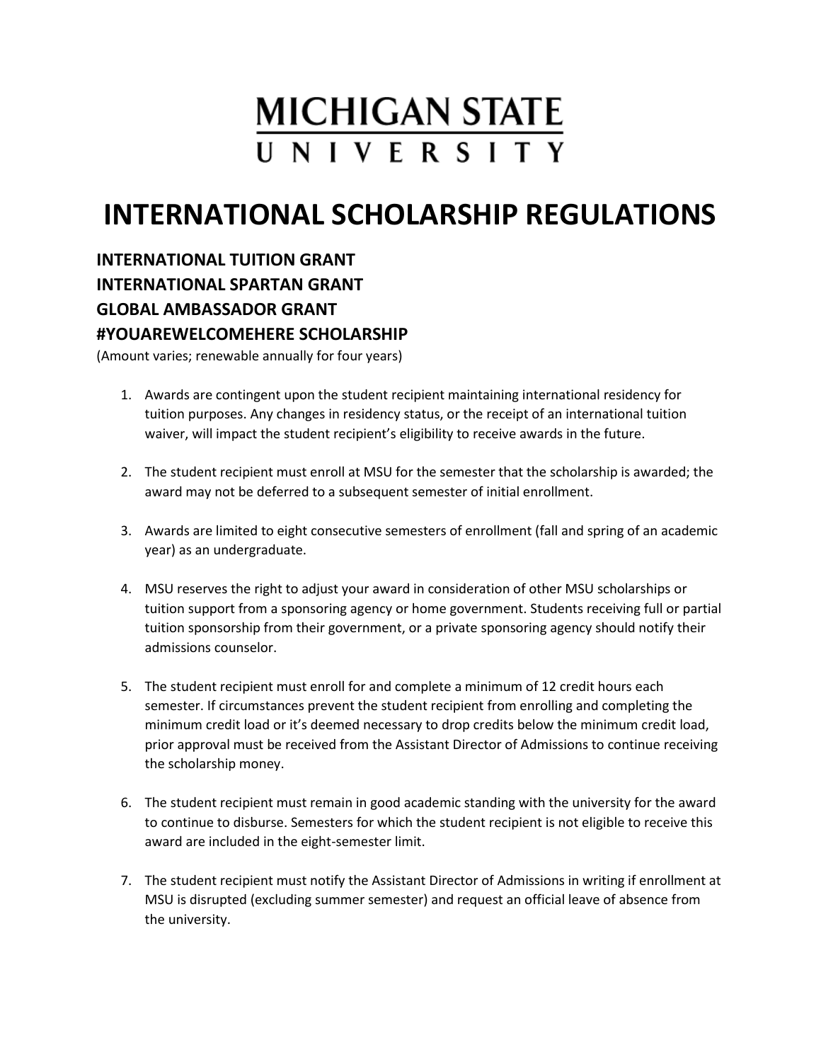# MICHIGAN STATE UNIVERSITY

# INTERNATIONAL SCHOLARSHIP REGULATIONS

### INTERNATIONAL TUITION GRANT
### INTERNATIONAL SPARTAN GRANT
### GLOBAL AMBASSADOR GRANT
### #YOUAREWELCOMEHERE SCHOLARSHIP

(Amount varies; renewable annually for four years)

1. Awards are contingent upon the student recipient maintaining international residency for tuition purposes. Any changes in residency status, or the receipt of an international tuition waiver, will impact the student recipient's eligibility to receive awards in the future.

2. The student recipient must enroll at MSU for the semester that the scholarship is awarded; the award may not be deferred to a subsequent semester of initial enrollment.

3. Awards are limited to eight consecutive semesters of enrollment (fall and spring of an academic year) as an undergraduate.

4. MSU reserves the right to adjust your award in consideration of other MSU scholarships or tuition support from a sponsoring agency or home government. Students receiving full or partial tuition sponsorship from their government, or a private sponsoring agency should notify their admissions counselor.

5. The student recipient must enroll for and complete a minimum of 12 credit hours each semester. If circumstances prevent the student recipient from enrolling and completing the minimum credit load or it's deemed necessary to drop credits below the minimum credit load, prior approval must be received from the Assistant Director of Admissions to continue receiving the scholarship money.

6. The student recipient must remain in good academic standing with the university for the award to continue to disburse. Semesters for which the student recipient is not eligible to receive this award are included in the eight-semester limit.

7. The student recipient must notify the Assistant Director of Admissions in writing if enrollment at MSU is disrupted (excluding summer semester) and request an official leave of absence from the university.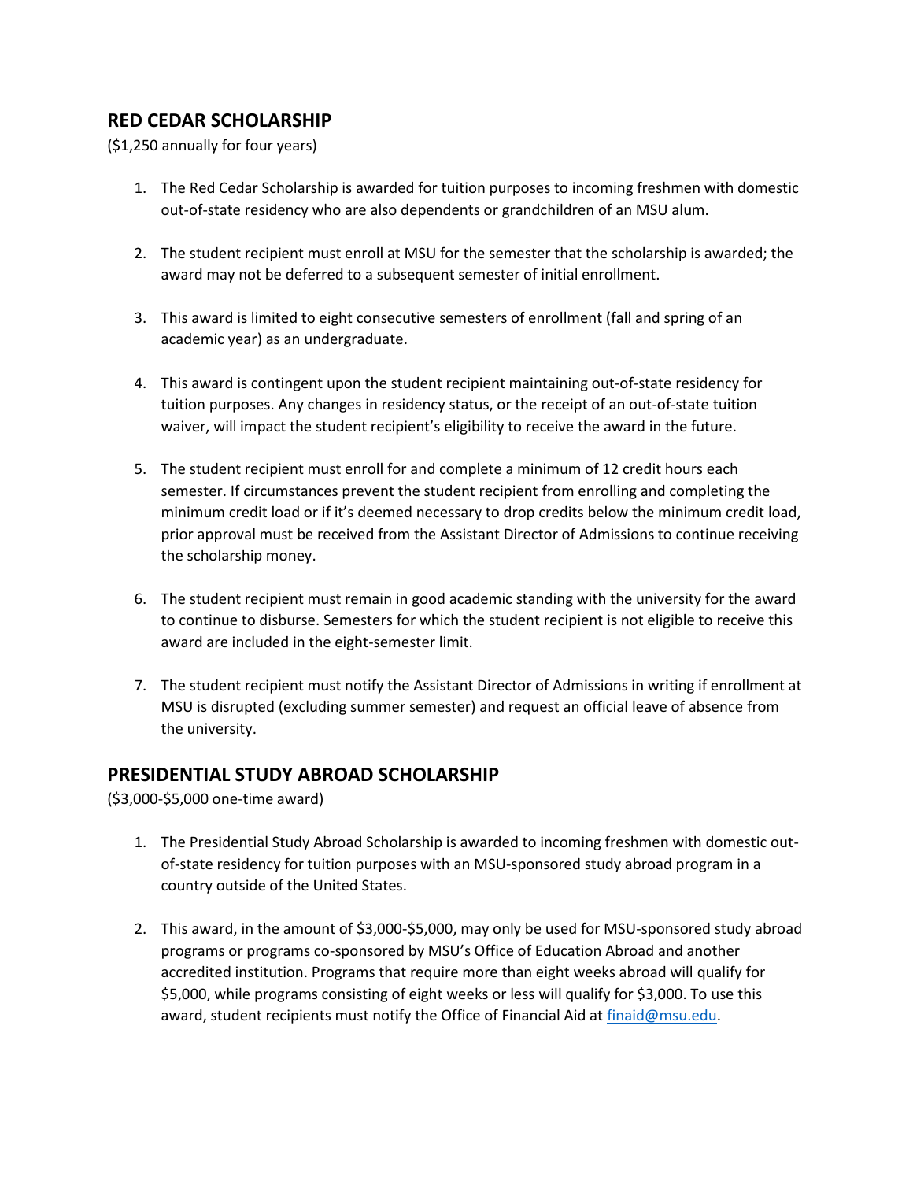## RED CEDAR SCHOLARSHIP

($1,250 annually for four years)

1. The Red Cedar Scholarship is awarded for tuition purposes to incoming freshmen with domestic out-of-state residency who are also dependents or grandchildren of an MSU alum.

2. The student recipient must enroll at MSU for the semester that the scholarship is awarded; the award may not be deferred to a subsequent semester of initial enrollment.

3. This award is limited to eight consecutive semesters of enrollment (fall and spring of an academic year) as an undergraduate.

4. This award is contingent upon the student recipient maintaining out-of-state residency for tuition purposes. Any changes in residency status, or the receipt of an out-of-state tuition waiver, will impact the student recipient's eligibility to receive the award in the future.

5. The student recipient must enroll for and complete a minimum of 12 credit hours each semester. If circumstances prevent the student recipient from enrolling and completing the minimum credit load or if it's deemed necessary to drop credits below the minimum credit load, prior approval must be received from the Assistant Director of Admissions to continue receiving the scholarship money.

6. The student recipient must remain in good academic standing with the university for the award to continue to disburse. Semesters for which the student recipient is not eligible to receive this award are included in the eight-semester limit.

7. The student recipient must notify the Assistant Director of Admissions in writing if enrollment at MSU is disrupted (excluding summer semester) and request an official leave of absence from the university.

## PRESIDENTIAL STUDY ABROAD SCHOLARSHIP

($3,000-$5,000 one-time award)

1. The Presidential Study Abroad Scholarship is awarded to incoming freshmen with domestic out-of-state residency for tuition purposes with an MSU-sponsored study abroad program in a country outside of the United States.

2. This award, in the amount of $3,000-$5,000, may only be used for MSU-sponsored study abroad programs or programs co-sponsored by MSU's Office of Education Abroad and another accredited institution. Programs that require more than eight weeks abroad will qualify for $5,000, while programs consisting of eight weeks or less will qualify for $3,000. To use this award, student recipients must notify the Office of Financial Aid at finaid@msu.edu.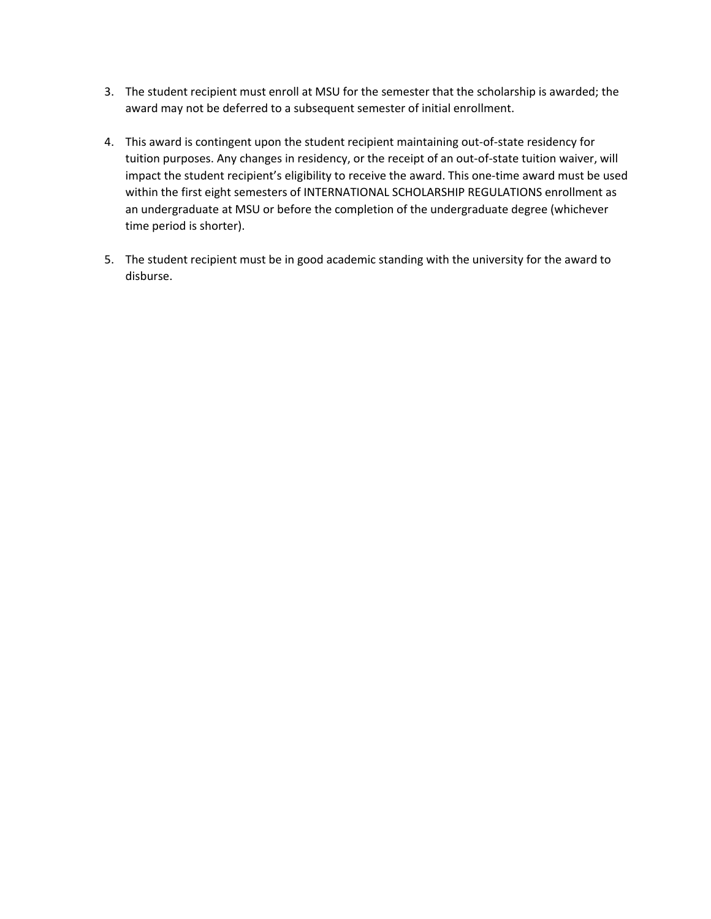3. The student recipient must enroll at MSU for the semester that the scholarship is awarded; the award may not be deferred to a subsequent semester of initial enrollment.

4. This award is contingent upon the student recipient maintaining out-of-state residency for tuition purposes. Any changes in residency, or the receipt of an out-of-state tuition waiver, will impact the student recipient's eligibility to receive the award. This one-time award must be used within the first eight semesters of INTERNATIONAL SCHOLARSHIP REGULATIONS enrollment as an undergraduate at MSU or before the completion of the undergraduate degree (whichever time period is shorter).

5. The student recipient must be in good academic standing with the university for the award to disburse.